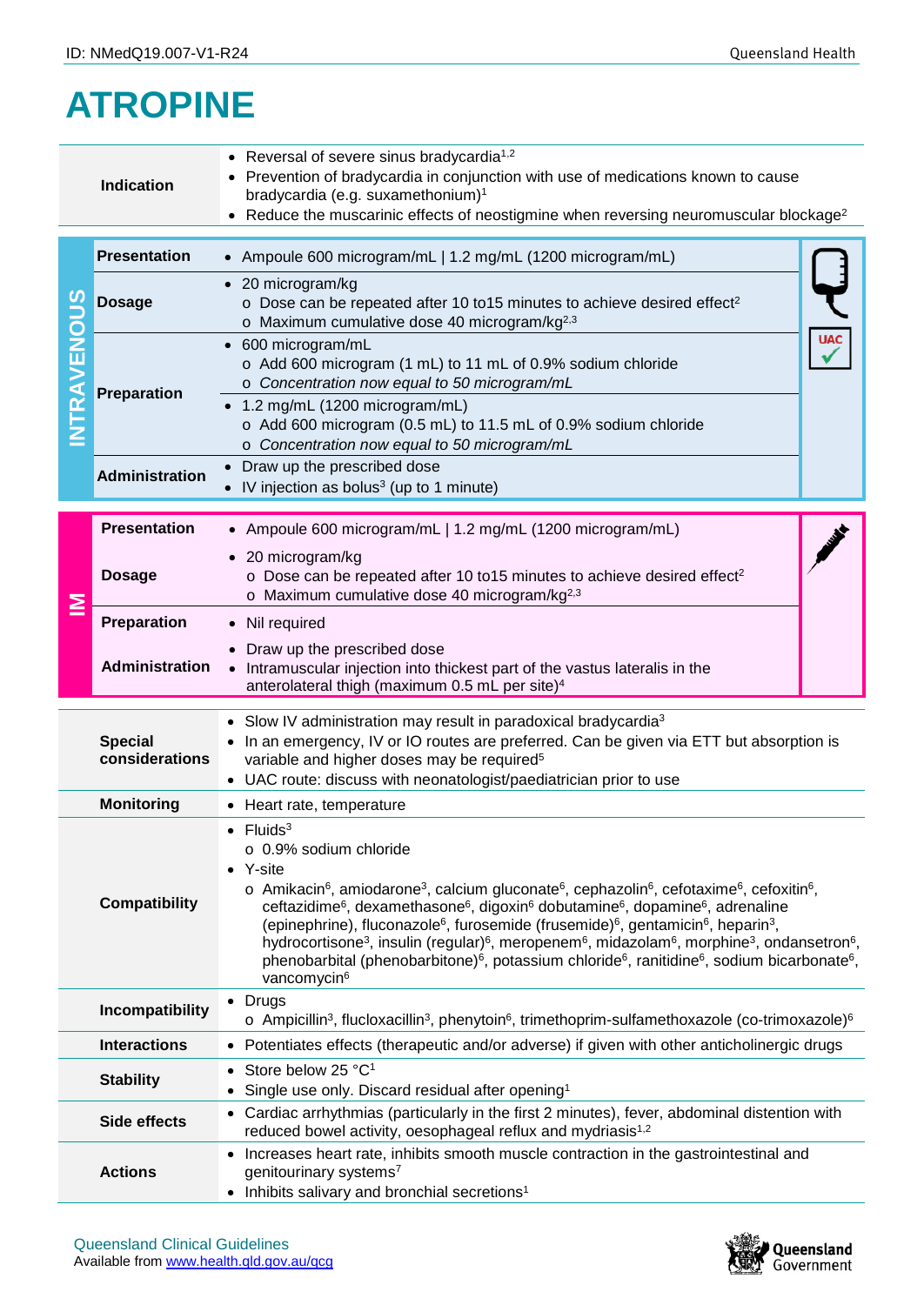# ATROPINE

| | | |
|---|---|---|
| | **Indication** | • Reversal of severe sinus bradycardia[1,2]<br>• Prevention of bradycardia in conjunction with use of medications known to cause bradycardia (e.g. suxamethonium)[1]<br>• Reduce the muscarinic effects of neostigmine when reversing neuromuscular blockage[2] |
| **INTRAVENOUS** | **Presentation** | • Ampoule 600 microgram/mL \| 1.2 mg/mL (1200 microgram/mL) |
| | **Dosage** | • 20 microgram/kg<br>  o Dose can be repeated after 10 to15 minutes to achieve desired effect[2]<br>  o Maximum cumulative dose 40 microgram/kg[2,3] |
| | **Preparation** | • 600 microgram/mL<br>  o Add 600 microgram (1 mL) to 11 mL of 0.9% sodium chloride<br>  o *Concentration now equal to 50 microgram/mL*<br>• 1.2 mg/mL (1200 microgram/mL)<br>  o Add 600 microgram (0.5 mL) to 11.5 mL of 0.9% sodium chloride<br>  o *Concentration now equal to 50 microgram/mL* |
| | **Administration** | • Draw up the prescribed dose<br>• IV injection as bolus[3] (up to 1 minute)<br>UAC ✓ |
| **IM** | **Presentation** | • Ampoule 600 microgram/mL \| 1.2 mg/mL (1200 microgram/mL) |
| | **Dosage** | • 20 microgram/kg<br>  o Dose can be repeated after 10 to15 minutes to achieve desired effect[2]<br>  o Maximum cumulative dose 40 microgram/kg[2,3] |
| | **Preparation** | • Nil required |
| | **Administration** | • Draw up the prescribed dose<br>• Intramuscular injection into thickest part of the vastus lateralis in the anterolateral thigh (maximum 0.5 mL per site)[4] |
| | **Special considerations** | • Slow IV administration may result in paradoxical bradycardia[3]<br>• In an emergency, IV or IO routes are preferred. Can be given via ETT but absorption is variable and higher doses may be required[5]<br>• UAC route: discuss with neonatologist/paediatrician prior to use |
| | **Monitoring** | • Heart rate, temperature |
| | **Compatibility** | • Fluids[3]<br>  o 0.9% sodium chloride<br>• Y-site<br>  o Amikacin[6], amiodarone[3], calcium gluconate[6], cephazolin[6], cefotaxime[6], cefoxitin[6], ceftazidime[6], dexamethasone[6], digoxin[6] dobutamine[6], dopamine[6], adrenaline (epinephrine), fluconazole[6], furosemide (frusemide)[6], gentamicin[6], heparin[3], hydrocortisone[3], insulin (regular)[6], meropenem[6], midazolam[6], morphine[3], ondansetron[6], phenobarbital (phenobarbitone)[6], potassium chloride[6], ranitidine[6], sodium bicarbonate[6], vancomycin[6] |
| | **Incompatibility** | • Drugs<br>  o Ampicillin[3], flucloxacillin[3], phenytoin[6], trimethoprim-sulfamethoxazole (co-trimoxazole)[6] |
| | **Interactions** | • Potentiates effects (therapeutic and/or adverse) if given with other anticholinergic drugs |
| | **Stability** | • Store below 25 °C[1]<br>• Single use only. Discard residual after opening[1] |
| | **Side effects** | • Cardiac arrhythmias (particularly in the first 2 minutes), fever, abdominal distention with reduced bowel activity, oesophageal reflux and mydriasis[1,2] |
| | **Actions** | • Increases heart rate, inhibits smooth muscle contraction in the gastrointestinal and genitourinary systems[7]<br>• Inhibits salivary and bronchial secretions[1] |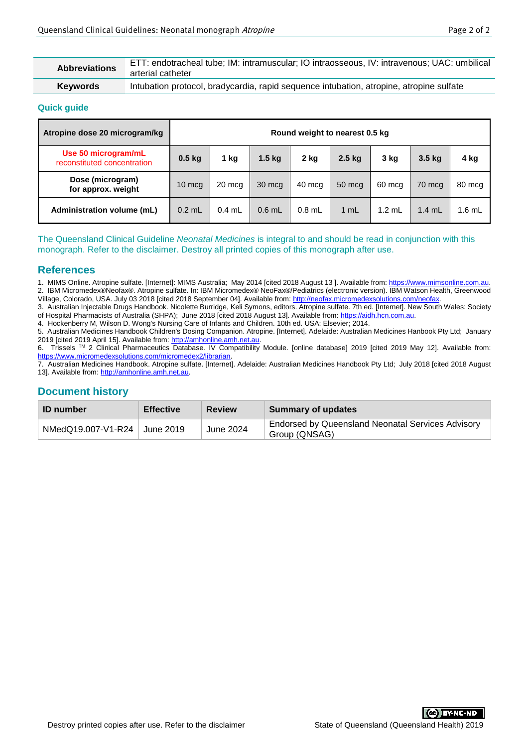| | |
|---|---|
| **Abbreviations** | ETT: endotracheal tube; IM: intramuscular; IO intraosseous, IV: intravenous; UAC: umbilical arterial catheter |
| **Keywords** | Intubation protocol, bradycardia, rapid sequence intubation, atropine, atropine sulfate |

### Quick guide

| **Atropine dose 20 microgram/kg** | **Round weight to nearest 0.5 kg** | | | | | | | |
|---|---|---|---|---|---|---|---|---|
| **Use 50 microgram/mL** reconstituted concentration | **0.5 kg** | **1 kg** | **1.5 kg** | **2 kg** | **2.5 kg** | **3 kg** | **3.5 kg** | **4 kg** |
| **Dose (microgram) for approx. weight** | 10 mcg | 20 mcg | 30 mcg | 40 mcg | 50 mcg | 60 mcg | 70 mcg | 80 mcg |
| **Administration volume (mL)** | 0.2 mL | 0.4 mL | 0.6 mL | 0.8 mL | 1 mL | 1.2 mL | 1.4 mL | 1.6 mL |

The Queensland Clinical Guideline *Neonatal Medicines* is integral to and should be read in conjunction with this monograph. Refer to the disclaimer. Destroy all printed copies of this monograph after use.

## References

1. MIMS Online. Atropine sulfate. [Internet]: MIMS Australia; May 2014 [cited 2018 August 13 ]. Available from: https://www.mimsonline.com.au.
2. IBM Micromedex®Neofax®. Atropine sulfate. In: IBM Micromedex® NeoFax®/Pediatrics (electronic version). IBM Watson Health, Greenwood Village, Colorado, USA. July 03 2018 [cited 2018 September 04]. Available from: http://neofax.micromedexsolutions.com/neofax.
3. Australian Injectable Drugs Handbook. Nicolette Burridge, Keli Symons, editors. Atropine sulfate. 7th ed. [Internet]. New South Wales: Society of Hospital Pharmacists of Australia (SHPA); June 2018 [cited 2018 August 13]. Available from: https://aidh.hcn.com.au.
4. Hockenberry M, Wilson D. Wong's Nursing Care of Infants and Children. 10th ed. USA: Elsevier; 2014.
5. Australian Medicines Handbook Children's Dosing Companion. Atropine. [Internet]. Adelaide: Australian Medicines Hanbook Pty Ltd; January 2019 [cited 2019 April 15]. Available from: http://amhonline.amh.net.au.
6. Trissels ™ 2 Clinical Pharmaceutics Database. IV Compatibility Module. [online database] 2019 [cited 2019 May 12]. Available from: https://www.micromedexsolutions.com/micromedex2/librarian.
7. Australian Medicines Handbook. Atropine sulfate. [Internet]. Adelaide: Australian Medicines Handbook Pty Ltd; July 2018 [cited 2018 August 13]. Available from: http://amhonline.amh.net.au.

## Document history

| ID number | Effective | Review | Summary of updates |
|---|---|---|---|
| NMedQ19.007-V1-R24 | June 2019 | June 2024 | Endorsed by Queensland Neonatal Services Advisory Group (QNSAG) |

Destroy printed copies after use. Refer to the disclaimer

State of Queensland (Queensland Health) 2019